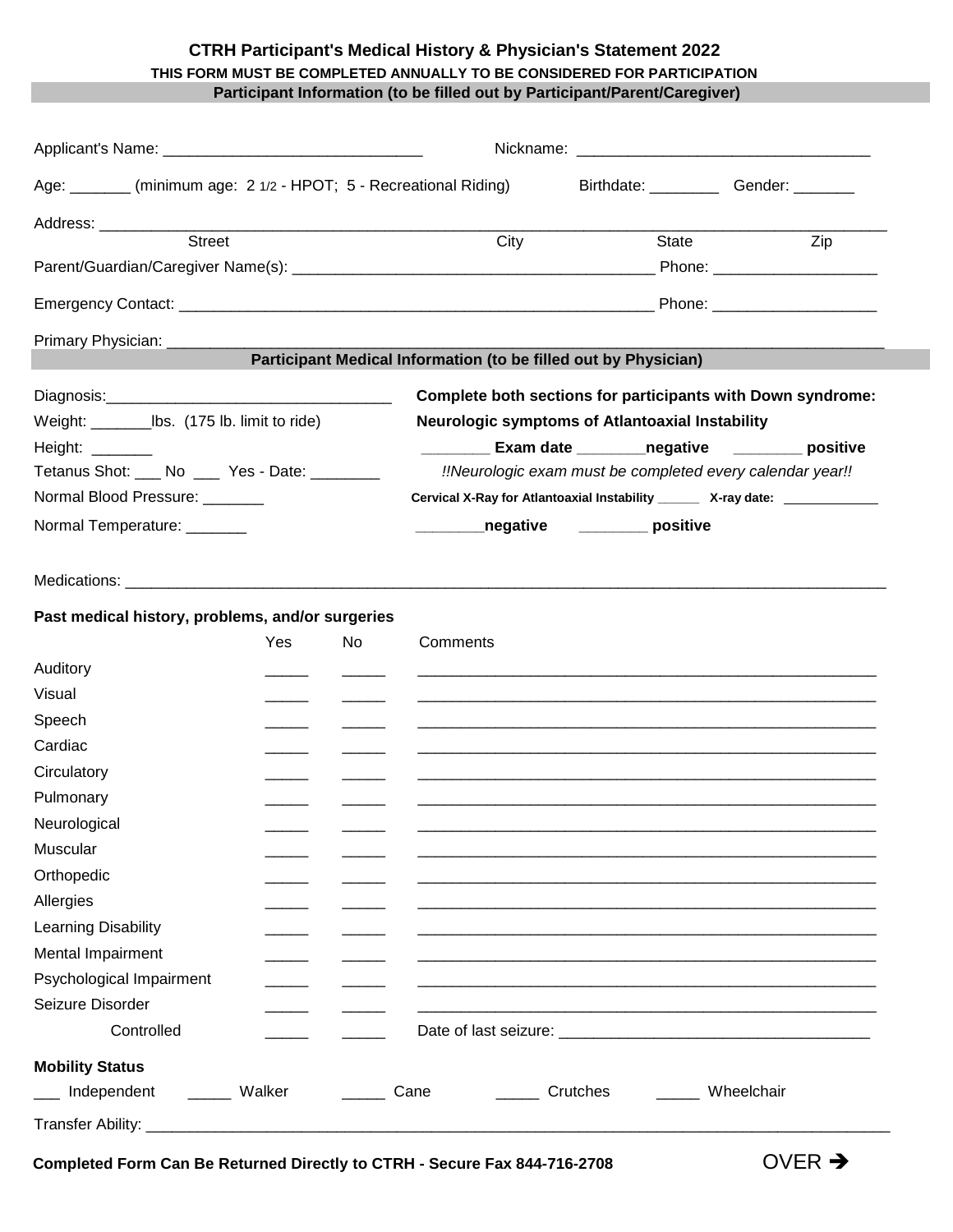# CTRH Participant's Medical History & Physician's Statement 2022

**THIS FORM MUST BE COMPLETED ANNUALLY TO BE CONSIDERED FOR PARTICIPATION**

## Participant Information (to be filled out by Participant/Parent/Caregiver)

Applicant's Name: ______________________________ Nickname: __________________________________

Age: _______ (minimum age: 2 1/2 - HPOT; 5 - Recreational Riding) Birthdate: ________ Gender: _______

Address: ______________________________________________________________________________

Street City State Zip

Parent/Guardian/Caregiver Name(s): __________________________________________ Phone: ___________________

Emergency Contact: ________________________________________________________ Phone: ___________________

Primary Physician: ______________________________________________________________________________

## Participant Medical Information (to be filled out by Physician)

Diagnosis:_________________________________

Weight: _______lbs. (175 lb. limit to ride)

Height: _______

Tetanus Shot: ___ No ___ Yes - Date: ________

Normal Blood Pressure: _______

Normal Temperature: _______

**Complete both sections for participants with Down syndrome:**

**Neurologic symptoms of Atlantoaxial Instability**

**________ Exam date ________negative ________ positive**

*!!Neurologic exam must be completed every calendar year!!*

**Cervical X-Ray for Atlantoaxial Instability ______ X-ray date:** ____________

**________negative ________ positive**

Medications: ______________________________________________________________________________

**Past medical history, problems, and/or surgeries**

| | Yes | No | Comments |
|---|---|---|---|
| Auditory | _____ | _____ | ________________________________________________________ |
| Visual | _____ | _____ | ________________________________________________________ |
| Speech | _____ | _____ | ________________________________________________________ |
| Cardiac | _____ | _____ | ________________________________________________________ |
| Circulatory | _____ | _____ | ________________________________________________________ |
| Pulmonary | _____ | _____ | ________________________________________________________ |
| Neurological | _____ | _____ | ________________________________________________________ |
| Muscular | _____ | _____ | ________________________________________________________ |
| Orthopedic | _____ | _____ | ________________________________________________________ |
| Allergies | _____ | _____ | ________________________________________________________ |
| Learning Disability | _____ | _____ | ________________________________________________________ |
| Mental Impairment | _____ | _____ | ________________________________________________________ |
| Psychological Impairment | _____ | _____ | ________________________________________________________ |
| Seizure Disorder | _____ | _____ | ________________________________________________________ |
| Controlled | _____ | _____ | Date of last seizure: ____________________________________ |

**Mobility Status**

___ Independent _____ Walker _____ Cane _____ Crutches _____ Wheelchair

Transfer Ability: ______________________________________________________________________________

**Completed Form Can Be Returned Directly to CTRH - Secure Fax 844-716-2708**

OVER ➔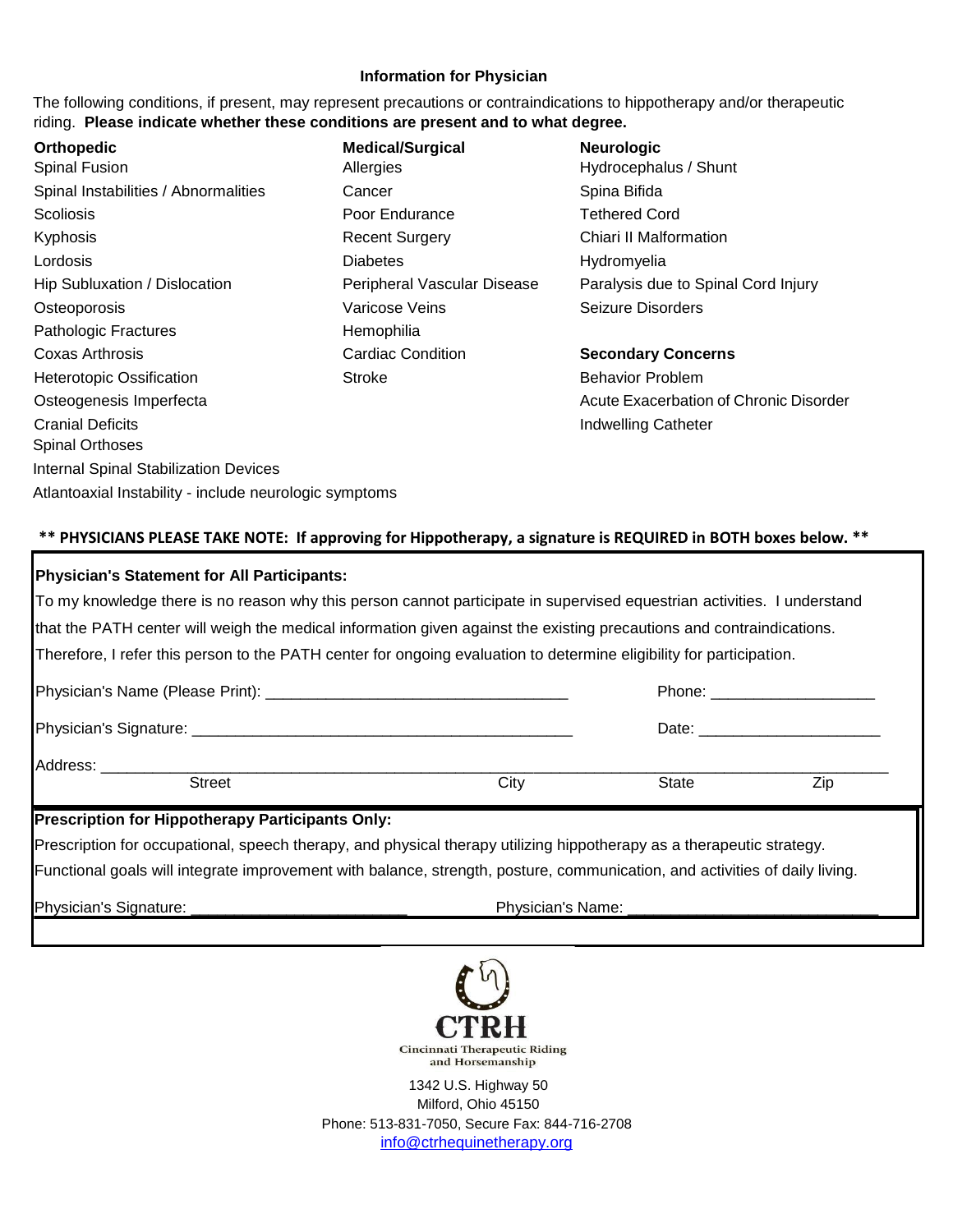### Information for Physician

The following conditions, if present, may represent precautions or contraindications to hippotherapy and/or therapeutic riding. **Please indicate whether these conditions are present and to what degree.**

**Orthopedic**

Spinal Fusion
Spinal Instabilities / Abnormalities
Scoliosis
Kyphosis
Lordosis
Hip Subluxation / Dislocation
Osteoporosis
Pathologic Fractures
Coxas Arthrosis
Heterotopic Ossification
Osteogenesis Imperfecta
Cranial Deficits
Spinal Orthoses
Internal Spinal Stabilization Devices
Atlantoaxial Instability - include neurologic symptoms

**Medical/Surgical**

Allergies
Cancer
Poor Endurance
Recent Surgery
Diabetes
Peripheral Vascular Disease
Varicose Veins
Hemophilia
Cardiac Condition
Stroke

**Neurologic**

Hydrocephalus / Shunt
Spina Bifida
Tethered Cord
Chiari II Malformation
Hydromyelia
Paralysis due to Spinal Cord Injury
Seizure Disorders

**Secondary Concerns**

Behavior Problem
Acute Exacerbation of Chronic Disorder
Indwelling Catheter

**\*\* PHYSICIANS PLEASE TAKE NOTE: If approving for Hippotherapy, a signature is REQUIRED in BOTH boxes below. \*\***

**Physician's Statement for All Participants:**

To my knowledge there is no reason why this person cannot participate in supervised equestrian activities. I understand that the PATH center will weigh the medical information given against the existing precautions and contraindications. Therefore, I refer this person to the PATH center for ongoing evaluation to determine eligibility for participation.

Physician's Name (Please Print): ___________________________________ Phone: ___________________

Physician's Signature: ____________________________________________ Date: _____________________

Address: ________________________________________________________________________________________
Street City State Zip

**Prescription for Hippotherapy Participants Only:**

Prescription for occupational, speech therapy, and physical therapy utilizing hippotherapy as a therapeutic strategy. Functional goals will integrate improvement with balance, strength, posture, communication, and activities of daily living.

Physician's Signature: ________________________ Physician's Name: ___________________________

CTRH
Cincinnati Therapeutic Riding and Horsemanship

1342 U.S. Highway 50
Milford, Ohio 45150
Phone: 513-831-7050, Secure Fax: 844-716-2708
info@ctrhequinetherapy.org